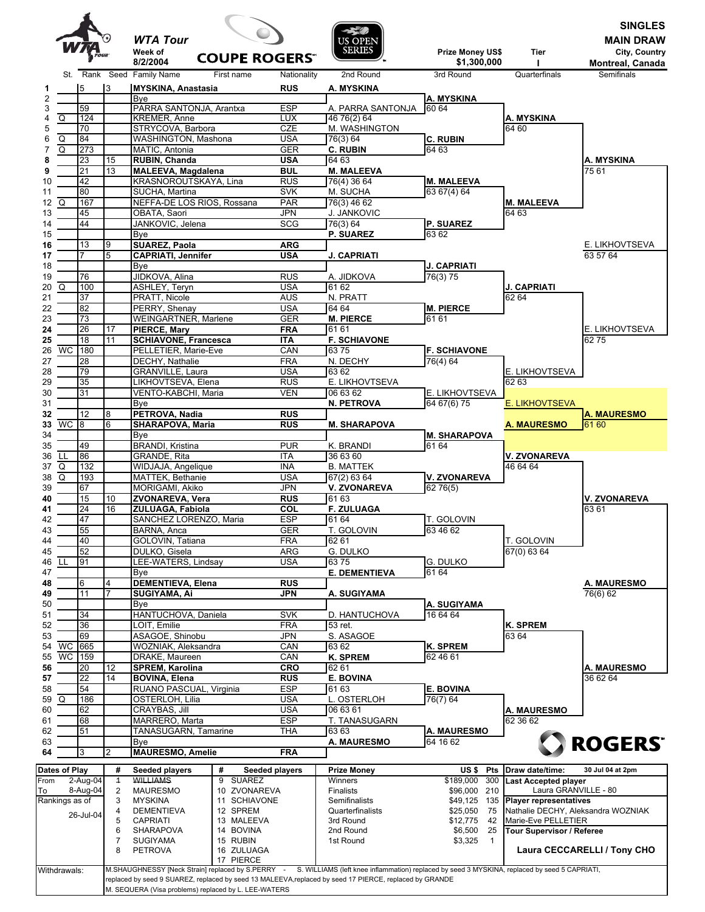# WTA Tour — COUPE ROGERS — SINGLES MAIN DRAW

Week of 8/2/2004 | Prize Money US$ $1,300,000 | Tier I | City, Country: Montreal, Canada

| # | St. | Rank | Seed | Family Name | First name | Nationality | 2nd Round | 3rd Round | Quarterfinals | Semifinals |
|---|---|---|---|---|---|---|---|---|---|---|
| 1 | | 5 | 3 | **MYSKINA, Anastasia** | | **RUS** | A. MYSKINA | | | |
| 2 | | | | Bye | | | | A. MYSKINA | | |
| 3 | | 59 | | PARRA SANTONJA, Arantxa | | ESP | A. PARRA SANTONJA | 60 64 | | |
| 4 | Q | 124 | | KREMER, Anne | | LUX | 46 76(2) 64 | | A. MYSKINA | |
| 5 | | 70 | | STRYCOVA, Barbora | | CZE | M. WASHINGTON | | 64 60 | |
| 6 | Q | 84 | | WASHINGTON, Mashona | | USA | 76(3) 64 | C. RUBIN | | |
| 7 | Q | 273 | | MATIC, Antonia | | GER | C. RUBIN | 64 63 | | |
| 8 | | 23 | 15 | **RUBIN, Chanda** | | **USA** | 64 63 | | | A. MYSKINA |
| 9 | | 21 | 13 | **MALEEVA, Magdalena** | | **BUL** | M. MALEEVA | | | 75 61 |
| 10 | | 42 | | KRASNOROUTSKAYA, Lina | | RUS | 76(4) 36 64 | M. MALEEVA | | |
| 11 | | 80 | | SUCHA, Martina | | SVK | M. SUCHA | 63 67(4) 64 | | |
| 12 | Q | 167 | | NEFFA-DE LOS RIOS, Rossana | | PAR | 76(3) 46 62 | | M. MALEEVA | |
| 13 | | 45 | | OBATA, Saori | | JPN | J. JANKOVIC | | 64 63 | |
| 14 | | 44 | | JANKOVIC, Jelena | | SCG | 76(3) 64 | P. SUAREZ | | |
| 15 | | | | Bye | | | P. SUAREZ | 63 62 | | |
| 16 | | 13 | 9 | **SUAREZ, Paola** | | **ARG** | | | | E. LIKHOVTSEVA |
| 17 | | 7 | 5 | **CAPRIATI, Jennifer** | | **USA** | J. CAPRIATI | | | 63 57 64 |
| 18 | | | | Bye | | | | J. CAPRIATI | | |
| 19 | | 76 | | JIDKOVA, Alina | | RUS | A. JIDKOVA | 76(3) 75 | | |
| 20 | Q | 100 | | ASHLEY, Teryn | | USA | 61 62 | | J. CAPRIATI | |
| 21 | | 37 | | PRATT, Nicole | | AUS | N. PRATT | | 62 64 | |
| 22 | | 82 | | PERRY, Shenay | | USA | 64 64 | M. PIERCE | | |
| 23 | | 73 | | WEINGARTNER, Marlene | | GER | M. PIERCE | 61 61 | | |
| 24 | | 26 | 17 | **PIERCE, Mary** | | **FRA** | 61 61 | | | E. LIKHOVTSEVA |
| 25 | | 18 | 11 | **SCHIAVONE, Francesca** | | **ITA** | F. SCHIAVONE | | | 62 75 |
| 26 | WC | 180 | | PELLETIER, Marie-Eve | | CAN | 63 75 | F. SCHIAVONE | | |
| 27 | | 28 | | DECHY, Nathalie | | FRA | N. DECHY | 76(4) 64 | | |
| 28 | | 79 | | GRANVILLE, Laura | | USA | 63 62 | | E. LIKHOVTSEVA | |
| 29 | | 35 | | LIKHOVTSEVA, Elena | | RUS | E. LIKHOVTSEVA | | 62 63 | |
| 30 | | 31 | | VENTO-KABCHI, Maria | | VEN | 06 63 62 | E. LIKHOVTSEVA | | |
| 31 | | | | Bye | | | N. PETROVA | 64 67(6) 75 | E. LIKHOVTSEVA | |
| 32 | | 12 | 8 | **PETROVA, Nadia** | | **RUS** | | | | **A. MAURESMO** |
| 33 | WC | 8 | 6 | **SHARAPOVA, Maria** | | **RUS** | M. SHARAPOVA | | **A. MAURESMO** | 61 60 |
| 34 | | | | Bye | | | | M. SHARAPOVA | | |
| 35 | | 49 | | BRANDI, Kristina | | PUR | K. BRANDI | 61 64 | | |
| 36 | LL | 86 | | GRANDE, Rita | | ITA | 36 63 60 | | V. ZVONAREVA | |
| 37 | Q | 132 | | WIDJAJA, Angelique | | INA | B. MATTEK | | 46 64 64 | |
| 38 | Q | 193 | | MATTEK, Bethanie | | USA | 67(2) 63 64 | V. ZVONAREVA | | |
| 39 | | 67 | | MORIGAMI, Akiko | | JPN | V. ZVONAREVA | 62 76(5) | | |
| 40 | | 15 | 10 | **ZVONAREVA, Vera** | | **RUS** | 61 63 | | | V. ZVONAREVA |
| 41 | | 24 | 16 | **ZULUAGA, Fabiola** | | **COL** | F. ZULUAGA | | | 63 61 |
| 42 | | 47 | | SANCHEZ LORENZO, Maria | | ESP | 61 64 | T. GOLOVIN | | |
| 43 | | 55 | | BARNA, Anca | | GER | T. GOLOVIN | 63 46 62 | | |
| 44 | | 40 | | GOLOVIN, Tatiana | | FRA | 62 61 | | T. GOLOVIN | |
| 45 | | 52 | | DULKO, Gisela | | ARG | G. DULKO | | 67(0) 63 64 | |
| 46 | LL | 91 | | LEE-WATERS, Lindsay | | USA | 63 75 | G. DULKO | | |
| 47 | | | | Bye | | | E. DEMENTIEVA | 61 64 | | |
| 48 | | 6 | 4 | **DEMENTIEVA, Elena** | | **RUS** | | | | A. MAURESMO |
| 49 | | 11 | 7 | **SUGIYAMA, Ai** | | **JPN** | A. SUGIYAMA | | | 76(6) 62 |
| 50 | | | | Bye | | | | A. SUGIYAMA | | |
| 51 | | 34 | | HANTUCHOVA, Daniela | | SVK | D. HANTUCHOVA | 16 64 64 | | |
| 52 | | 36 | | LOIT, Emilie | | FRA | 53 ret. | | K. SPREM | |
| 53 | | 69 | | ASAGOE, Shinobu | | JPN | S. ASAGOE | | 63 64 | |
| 54 | WC | 665 | | WOZNIAK, Aleksandra | | CAN | 63 62 | K. SPREM | | |
| 55 | WC | 159 | | DRAKE, Maureen | | CAN | K. SPREM | 62 46 61 | | |
| 56 | | 20 | 12 | **SPREM, Karolina** | | **CRO** | 62 61 | | | A. MAURESMO |
| 57 | | 22 | 14 | **BOVINA, Elena** | | **RUS** | E. BOVINA | | | 36 62 64 |
| 58 | | 54 | | RUANO PASCUAL, Virginia | | ESP | 61 63 | E. BOVINA | | |
| 59 | Q | 186 | | OSTERLOH, Lilia | | USA | L. OSTERLOH | 76(7) 64 | | |
| 60 | | 62 | | CRAYBAS, Jill | | USA | 06 63 61 | | A. MAURESMO | |
| 61 | | 68 | | MARRERO, Marta | | ESP | T. TANASUGARN | | 62 36 62 | |
| 62 | | 51 | | TANASUGARN, Tamarine | | THA | 63 63 | A. MAURESMO | | |
| 63 | | | | Bye | | | A. MAURESMO | 64 16 62 | | |
| 64 | | 3 | 2 | **MAURESMO, Amelie** | | **FRA** | | | | |

| Dates of Play | | # | Seeded players | # | Seeded players | Prize Money | US $ | Pts | |
|---|---|---|---|---|---|---|---|---|---|
| From | 2-Aug-04 | 1 | ~~WILLIAMS~~ | 9 | SUAREZ | Winners | $189,000 | 300 | **Draw date/time:** 30 Jul 04 at 2pm |
| To | 8-Aug-04 | 2 | MAURESMO | 10 | ZVONAREVA | Finalists | $96,000 | 210 | **Last Accepted player:** Laura GRANVILLE - 80 |
| Rankings as of | | 3 | MYSKINA | 11 | SCHIAVONE | Semifinalists | $49,125 | 135 | **Player representatives** |
| | 26-Jul-04 | 4 | DEMENTIEVA | 12 | SPREM | Quarterfinalists | $25,050 | 75 | Nathalie DECHY, Aleksandra WOZNIAK |
| | | 5 | CAPRIATI | 13 | MALEEVA | 3rd Round | $12,775 | 42 | Marie-Eve PELLETIER |
| | | 6 | SHARAPOVA | 14 | BOVINA | 2nd Round | $6,500 | 25 | **Tour Supervisor / Referee** |
| | | 7 | SUGIYAMA | 15 | RUBIN | 1st Round | $3,325 | 1 | **Laura CECCARELLI / Tony CHO** |
| | | 8 | PETROVA | 16 | ZULUAGA | | | | |
| | | | | 17 | PIERCE | | | | |

Withdrawals: M.SHAUGHNESSY [Neck Strain] replaced by S.PERRY - S. WILLIAMS (left knee inflammation) replaced by seed 3 MYSKINA, replaced by seed 5 CAPRIATI, replaced by seed 9 SUAREZ, replaced by seed 13 MALEEVA, replaced by seed 17 PIERCE, replaced by GRANDE

M. SEQUERA (Visa problems) replaced by L. LEE-WATERS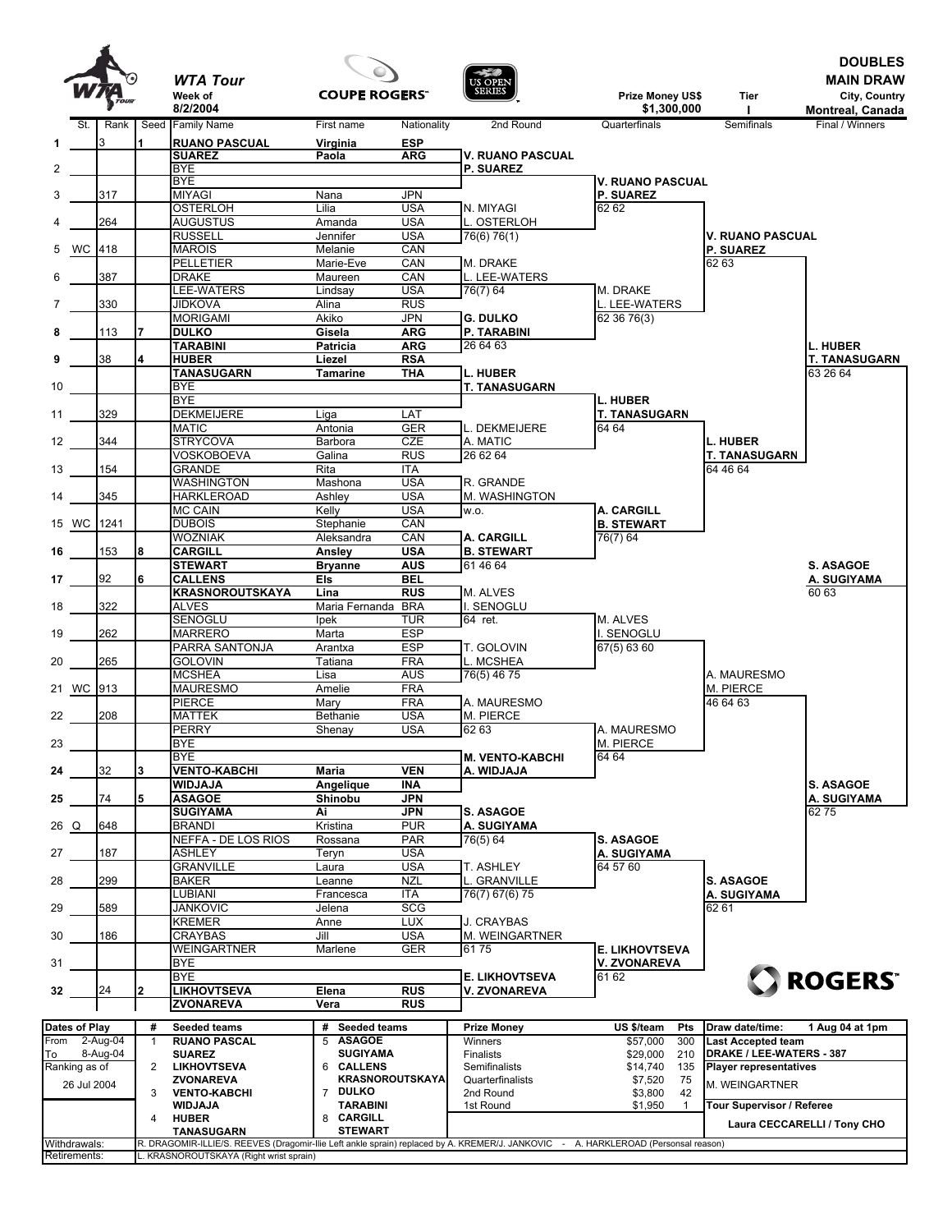# WTA Tour — COUPE ROGERS — US OPEN SERIES

**DOUBLES MAIN DRAW**

Week of 8/2/2004 | Prize Money US$ $1,300,000 | Tier I | Montreal, Canada

| # | St. | Rank | Seed | Family Name | First name | Nationality | 2nd Round | Quarterfinals | Semifinals | Final / Winners |
|---|---|---|---|---|---|---|---|---|---|---|
| 1 | | 3 | 1 | **RUANO PASCUAL** | **Virginia** | **ESP** | | | | |
| | | | | **SUAREZ** | **Paola** | **ARG** | **V. RUANO PASCUAL** | | | |
| 2 | | | | BYE | | | **P. SUAREZ** | | | |
| | | | | BYE | | | | **V. RUANO PASCUAL** | | |
| 3 | | 317 | | MIYAGI | Nana | JPN | | **P. SUAREZ** | | |
| | | | | OSTERLOH | Lilia | USA | N. MIYAGI | 62 62 | | |
| 4 | | 264 | | AUGUSTUS | Amanda | USA | L. OSTERLOH | | | |
| | | | | RUSSELL | Jennifer | USA | 76(6) 76(1) | | **V. RUANO PASCUAL** | |
| 5 | WC | 418 | | MAROIS | Melanie | CAN | | | **P. SUAREZ** | |
| | | | | PELLETIER | Marie-Eve | CAN | M. DRAKE | | 62 63 | |
| 6 | | 387 | | DRAKE | Maureen | CAN | L. LEE-WATERS | | | |
| | | | | LEE-WATERS | Lindsay | USA | 76(7) 64 | M. DRAKE | | |
| 7 | | 330 | | JIDKOVA | Alina | RUS | | L. LEE-WATERS | | |
| | | | | MORIGAMI | Akiko | JPN | **G. DULKO** | 62 36 76(3) | | |
| 8 | | 113 | 7 | **DULKO** | **Gisela** | **ARG** | **P. TARABINI** | | | |
| | | | | **TARABINI** | **Patricia** | **ARG** | 26 64 63 | | | **L. HUBER** |
| 9 | | 38 | 4 | **HUBER** | **Liezel** | **RSA** | | | | **T. TANASUGARN** |
| | | | | **TANASUGARN** | **Tamarine** | **THA** | **L. HUBER** | | | 63 26 64 |
| 10 | | | | BYE | | | **T. TANASUGARN** | | | |
| | | | | BYE | | | | **L. HUBER** | | |
| 11 | | 329 | | DEKMEIJERE | Liga | LAT | | **T. TANASUGARN** | | |
| | | | | MATIC | Antonia | GER | L. DEKMEIJERE | 64 64 | | |
| 12 | | 344 | | STRYCOVA | Barbora | CZE | A. MATIC | | **L. HUBER** | |
| | | | | VOSKOBOEVA | Galina | RUS | 26 62 64 | | **T. TANASUGARN** | |
| 13 | | 154 | | GRANDE | Rita | ITA | | | 64 46 64 | |
| | | | | WASHINGTON | Mashona | USA | R. GRANDE | | | |
| 14 | | 345 | | HARKLEROAD | Ashley | USA | M. WASHINGTON | | | |
| | | | | MC CAIN | Kelly | USA | w.o. | **A. CARGILL** | | |
| 15 | WC | 1241 | | DUBOIS | Stephanie | CAN | | **B. STEWART** | | |
| | | | | WOZNIAK | Aleksandra | CAN | **A. CARGILL** | 76(7) 64 | | |
| 16 | | 153 | 8 | **CARGILL** | **Ansley** | **USA** | **B. STEWART** | | | |
| | | | | **STEWART** | **Bryanne** | **AUS** | 61 46 64 | | | **S. ASAGOE** |
| 17 | | 92 | 6 | **CALLENS** | **Els** | **BEL** | | | | **A. SUGIYAMA** |
| | | | | **KRASNOROUTSKAYA** | **Lina** | **RUS** | M. ALVES | | | 60 63 |
| 18 | | 322 | | ALVES | Maria Fernanda | BRA | I. SENOGLU | | | |
| | | | | SENOGLU | Ipek | TUR | 64 ret. | M. ALVES | | |
| 19 | | 262 | | MARRERO | Marta | ESP | | I. SENOGLU | | |
| | | | | PARRA SANTONJA | Arantxa | ESP | T. GOLOVIN | 67(5) 63 60 | | |
| 20 | | 265 | | GOLOVIN | Tatiana | FRA | L. MCSHEA | | | |
| | | | | MCSHEA | Lisa | AUS | 76(5) 46 75 | | A. MAURESMO | |
| 21 | WC | 913 | | MAURESMO | Amelie | FRA | | | M. PIERCE | |
| | | | | PIERCE | Mary | FRA | A. MAURESMO | | 46 64 63 | |
| 22 | | 208 | | MATTEK | Bethanie | USA | M. PIERCE | | | |
| | | | | PERRY | Shenay | USA | 62 63 | A. MAURESMO | | |
| 23 | | | | BYE | | | | M. PIERCE | | |
| | | | | BYE | | | **M. VENTO-KABCHI** | 64 64 | | |
| 24 | | 32 | 3 | **VENTO-KABCHI** | **Maria** | **VEN** | **A. WIDJAJA** | | | |
| | | | | **WIDJAJA** | **Angelique** | **INA** | | | | **S. ASAGOE** |
| 25 | | 74 | 5 | **ASAGOE** | **Shinobu** | **JPN** | | | | **A. SUGIYAMA** |
| | | | | **SUGIYAMA** | **Ai** | **JPN** | **S. ASAGOE** | | | 62 75 |
| 26 | Q | 648 | | BRANDI | Kristina | PUR | **A. SUGIYAMA** | | | |
| | | | | NEFFA - DE LOS RIOS | Rossana | PAR | 76(5) 64 | **S. ASAGOE** | | |
| 27 | | 187 | | ASHLEY | Teryn | USA | | **A. SUGIYAMA** | | |
| | | | | GRANVILLE | Laura | USA | T. ASHLEY | 64 57 60 | | |
| 28 | | 299 | | BAKER | Leanne | NZL | L. GRANVILLE | | **S. ASAGOE** | |
| | | | | LUBIANI | Francesca | ITA | 76(7) 67(6) 75 | | **A. SUGIYAMA** | |
| 29 | | 589 | | JANKOVIC | Jelena | SCG | | | 62 61 | |
| | | | | KREMER | Anne | LUX | J. CRAYBAS | | | |
| 30 | | 186 | | CRAYBAS | Jill | USA | M. WEINGARTNER | | | |
| | | | | WEINGARTNER | Marlene | GER | 61 75 | **E. LIKHOVTSEVA** | | |
| 31 | | | | BYE | | | | **V. ZVONAREVA** | | |
| | | | | BYE | | | **E. LIKHOVTSEVA** | 61 62 | | |
| 32 | | 24 | 2 | **LIKHOVTSEVA** | **Elena** | **RUS** | **V. ZVONAREVA** | | | |
| | | | | **ZVONAREVA** | **Vera** | **RUS** | | | | |

**ROGERS**

| Dates of Play | # | Seeded teams | # | Seeded teams | Prize Money | US $/team | Pts | |
|---|---|---|---|---|---|---|---|---|
| From 2-Aug-04 | 1 | **RUANO PASCUAL** | 5 | **ASAGOE** | Winners | $57,000 | 300 | **Draw date/time:** 1 Aug 04 at 1pm |
| To 8-Aug-04 | | **SUAREZ** | | **SUGIYAMA** | Finalists | $29,000 | 210 | **Last Accepted team** DRAKE / LEE-WATERS - 387 |
| Ranking as of | 2 | **LIKHOVTSEVA** | 6 | **CALLENS** | Semifinalists | $14,740 | 135 | **Player representatives** |
| 26 Jul 2004 | | **ZVONAREVA** | | **KRASNOROUTSKAYA** | Quarterfinalists | $7,520 | 75 | M. WEINGARTNER |
| | 3 | **VENTO-KABCHI** | 7 | **DULKO** | 2nd Round | $3,800 | 42 | |
| | | **WIDJAJA** | | **TARABINI** | 1st Round | $1,950 | 1 | **Tour Supervisor / Referee** |
| | 4 | **HUBER** | 8 | **CARGILL** | | | | Laura CECCARELLI / Tony CHO |
| | | **TANASUGARN** | | **STEWART** | | | | |

Withdrawals: R. DRAGOMIR-ILLIE/S. REEVES (Dragomir-Ilie Left ankle sprain) replaced by A. KREMER/J. JANKOVIC - A. HARKLEROAD (Personsal reason)

Retirements: L. KRASNOROUTSKAYA (Right wrist sprain)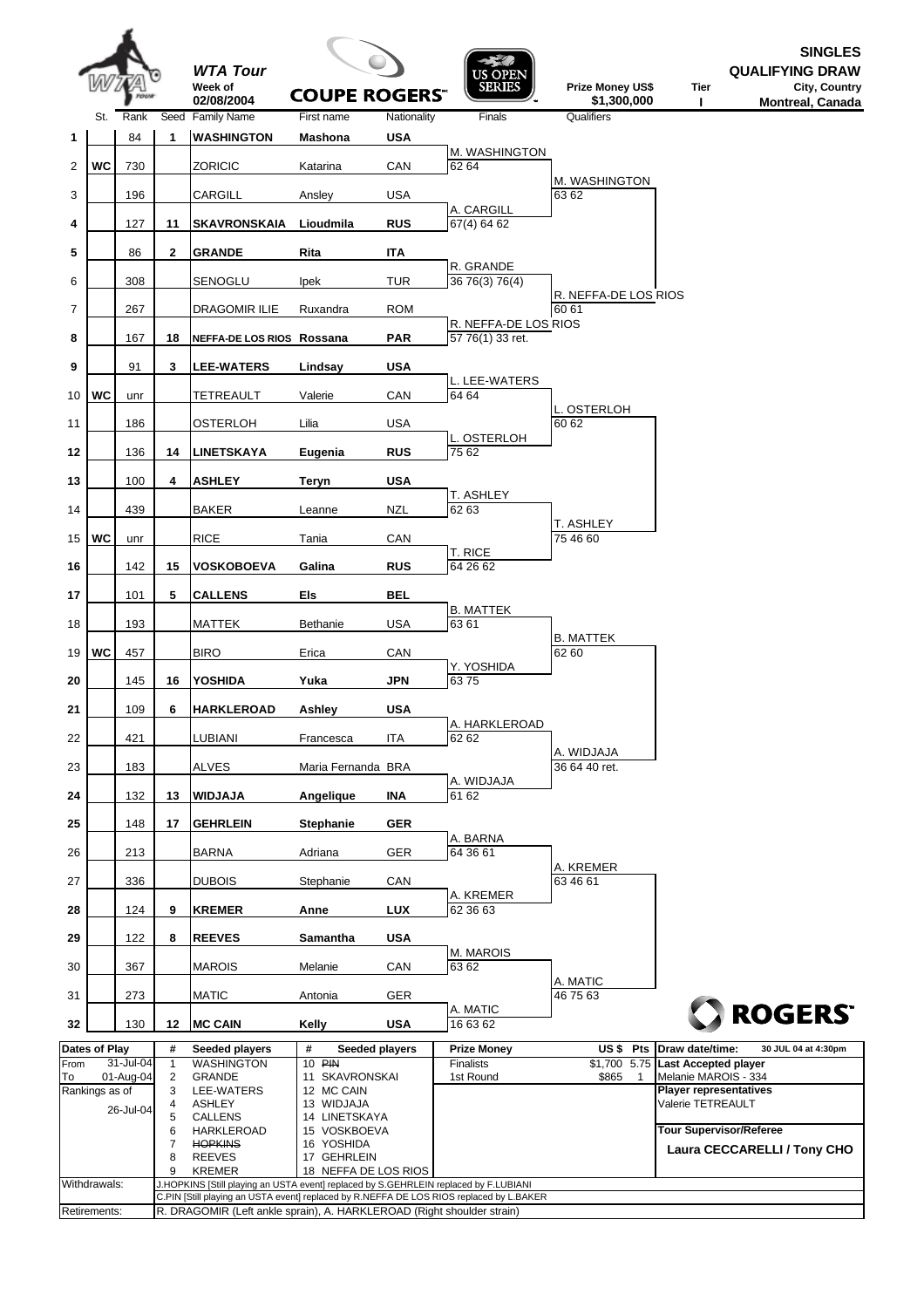# SINGLES QUALIFYING DRAW

**WTA Tour** — Week of 02/08/2004 — COUPE ROGERS — US OPEN SERIES

Prize Money US$ $1,300,000 — Tier I — City, Country: **Montreal, Canada**

| # | St. | Rank | Seed | Family Name | First name | Nationality | Finals | Qualifiers |
|---|---|---|---|---|---|---|---|---|
| 1 | | 84 | 1 | **WASHINGTON** | **Mashona** | **USA** | | |
| 2 | WC | 730 | | ZORICIC | Katarina | CAN | M. WASHINGTON 62 64 | |
| 3 | | 196 | | CARGILL | Ansley | USA | | M. WASHINGTON 63 62 |
| 4 | | 127 | 11 | **SKAVRONSKAIA** | **Lioudmila** | **RUS** | A. CARGILL 67(4) 64 62 | |
| 5 | | 86 | 2 | **GRANDE** | **Rita** | **ITA** | | |
| 6 | | 308 | | SENOGLU | Ipek | TUR | R. GRANDE 36 76(3) 76(4) | |
| 7 | | 267 | | DRAGOMIR ILIE | Ruxandra | ROM | | R. NEFFA-DE LOS RIOS 60 61 |
| 8 | | 167 | 18 | **NEFFA-DE LOS RIOS** | **Rossana** | **PAR** | R. NEFFA-DE LOS RIOS 57 76(1) 33 ret. | |
| 9 | | 91 | 3 | **LEE-WATERS** | **Lindsay** | **USA** | | |
| 10 | WC | unr | | TETREAULT | Valerie | CAN | L. LEE-WATERS 64 64 | |
| 11 | | 186 | | OSTERLOH | Lilia | USA | | L. OSTERLOH 60 62 |
| 12 | | 136 | 14 | **LINETSKAYA** | **Eugenia** | **RUS** | L. OSTERLOH 75 62 | |
| 13 | | 100 | 4 | **ASHLEY** | **Teryn** | **USA** | | |
| 14 | | 439 | | BAKER | Leanne | NZL | T. ASHLEY 62 63 | |
| 15 | WC | unr | | RICE | Tania | CAN | | T. ASHLEY 75 46 60 |
| 16 | | 142 | 15 | **VOSKOBOEVA** | **Galina** | **RUS** | T. RICE 64 26 62 | |
| 17 | | 101 | 5 | **CALLENS** | **Els** | **BEL** | | |
| 18 | | 193 | | MATTEK | Bethanie | USA | B. MATTEK 63 61 | |
| 19 | WC | 457 | | BIRO | Erica | CAN | | B. MATTEK 62 60 |
| 20 | | 145 | 16 | **YOSHIDA** | **Yuka** | **JPN** | Y. YOSHIDA 63 75 | |
| 21 | | 109 | 6 | **HARKLEROAD** | **Ashley** | **USA** | | |
| 22 | | 421 | | LUBIANI | Francesca | ITA | A. HARKLEROAD 62 62 | |
| 23 | | 183 | | ALVES | Maria Fernanda | BRA | | A. WIDJAJA 36 64 40 ret. |
| 24 | | 132 | 13 | **WIDJAJA** | **Angelique** | **INA** | A. WIDJAJA 61 62 | |
| 25 | | 148 | 17 | **GEHRLEIN** | **Stephanie** | **GER** | | |
| 26 | | 213 | | BARNA | Adriana | GER | A. BARNA 64 36 61 | |
| 27 | | 336 | | DUBOIS | Stephanie | CAN | | A. KREMER 63 46 61 |
| 28 | | 124 | 9 | **KREMER** | **Anne** | **LUX** | A. KREMER 62 36 63 | |
| 29 | | 122 | 8 | **REEVES** | **Samantha** | **USA** | | |
| 30 | | 367 | | MAROIS | Melanie | CAN | M. MAROIS 63 62 | |
| 31 | | 273 | | MATIC | Antonia | GER | | A. MATIC 46 75 63 |
| 32 | | 130 | 12 | **MC CAIN** | **Kelly** | **USA** | A. MATIC 16 63 62 | |

| Dates of Play | | # | Seeded players | # | Seeded players | Prize Money | US $ | Pts | Draw date/time: 30 JUL 04 at 4:30pm |
|---|---|---|---|---|---|---|---|---|---|
| From | 31-Jul-04 | 1 | WASHINGTON | 10 | ~~PIN~~ | Finalists | $1,700 | 5.75 | **Last Accepted player** |
| To | 01-Aug-04 | 2 | GRANDE | 11 | SKAVRONSKAI | 1st Round | $865 | 1 | Melanie MAROIS - 334 |
| Rankings as of | | 3 | LEE-WATERS | 12 | MC CAIN | | | | **Player representatives** |
| | 26-Jul-04 | 4 | ASHLEY | 13 | WIDJAJA | | | | Valerie TETREAULT |
| | | 5 | CALLENS | 14 | LINETSKAYA | | | | |
| | | 6 | HARKLEROAD | 15 | VOSKOBOEVA | | | | **Tour Supervisor/Referee** |
| | | 7 | ~~HOPKINS~~ | 16 | YOSHIDA | | | | **Laura CECCARELLI / Tony CHO** |
| | | 8 | REEVES | 17 | GEHRLEIN | | | | |
| | | 9 | KREMER | 18 | NEFFA DE LOS RIOS | | | | |

Withdrawals: J.HOPKINS [Still playing an USTA event] replaced by S.GEHRLEIN replaced by F.LUBIANI; C.PIN [Still playing an USTA event] replaced by R.NEFFA-DE LOS RIOS replaced by L.BAKER

Retirements: R. DRAGOMIR (Left ankle sprain), A. HARKLEROAD (Right shoulder strain)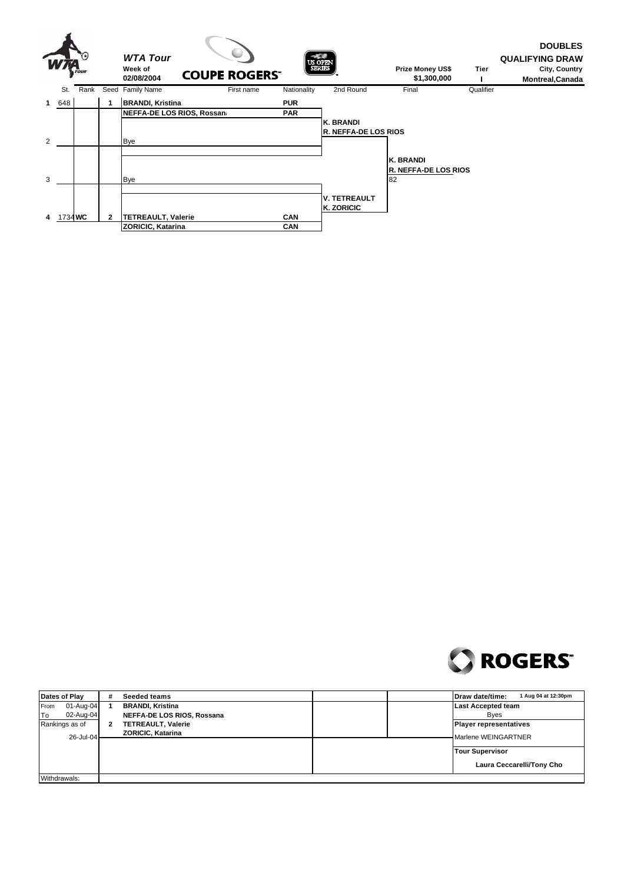**WTA Tour**

Week of 02/08/2004

**COUPE ROGERS**

Prize Money US$ $1,300,000

Tier I

# DOUBLES QUALIFYING DRAW

City, Country

Montreal,Canada

| | St. | Rank | Seed | Family Name | First name | Nationality | 2nd Round | Final | Qualifier |
|---|---|---|---|---|---|---|---|---|---|
| 1 | 648 | | 1 | **BRANDI, Kristina** | | **PUR** | | | |
| | | | | **NEFFA-DE LOS RIOS, Rossana** | | **PAR** | | | |
| | | | | | | | **K. BRANDI** | | |
| | | | | | | | **R. NEFFA-DE LOS RIOS** | | |
| 2 | | | | Bye | | | | | |
| | | | | | | | | **K. BRANDI** | |
| | | | | | | | | **R. NEFFA-DE LOS RIOS** | |
| 3 | | | | Bye | | | | 82 | |
| | | | | | | | **V. TETREAULT** | | |
| | | | | | | | **K. ZORICIC** | | |
| 4 | 1734 | **WC** | 2 | **TETREAULT, Valerie** | | **CAN** | | | |
| | | | | **ZORICIC, Katarina** | | **CAN** | | | |

| Dates of Play | | # | Seeded teams | | |
|---|---|---|---|---|---|
| From | 01-Aug-04 | 1 | **BRANDI, Kristina** | **Draw date/time:** | 1 Aug 04 at 12:30pm |
| To | 02-Aug-04 | | **NEFFA-DE LOS RIOS, Rossana** | **Last Accepted team** | |
| Rankings as of | | 2 | **TETREAULT, Valerie** | Byes | |
| | 26-Jul-04 | | **ZORICIC, Katarina** | **Player representatives** | |
| | | | | Marlene WEINGARTNER | |
| | | | | **Tour Supervisor** | |
| | | | | **Laura Ceccarelli/Tony Cho** | |
| Withdrawals: | | | | | |